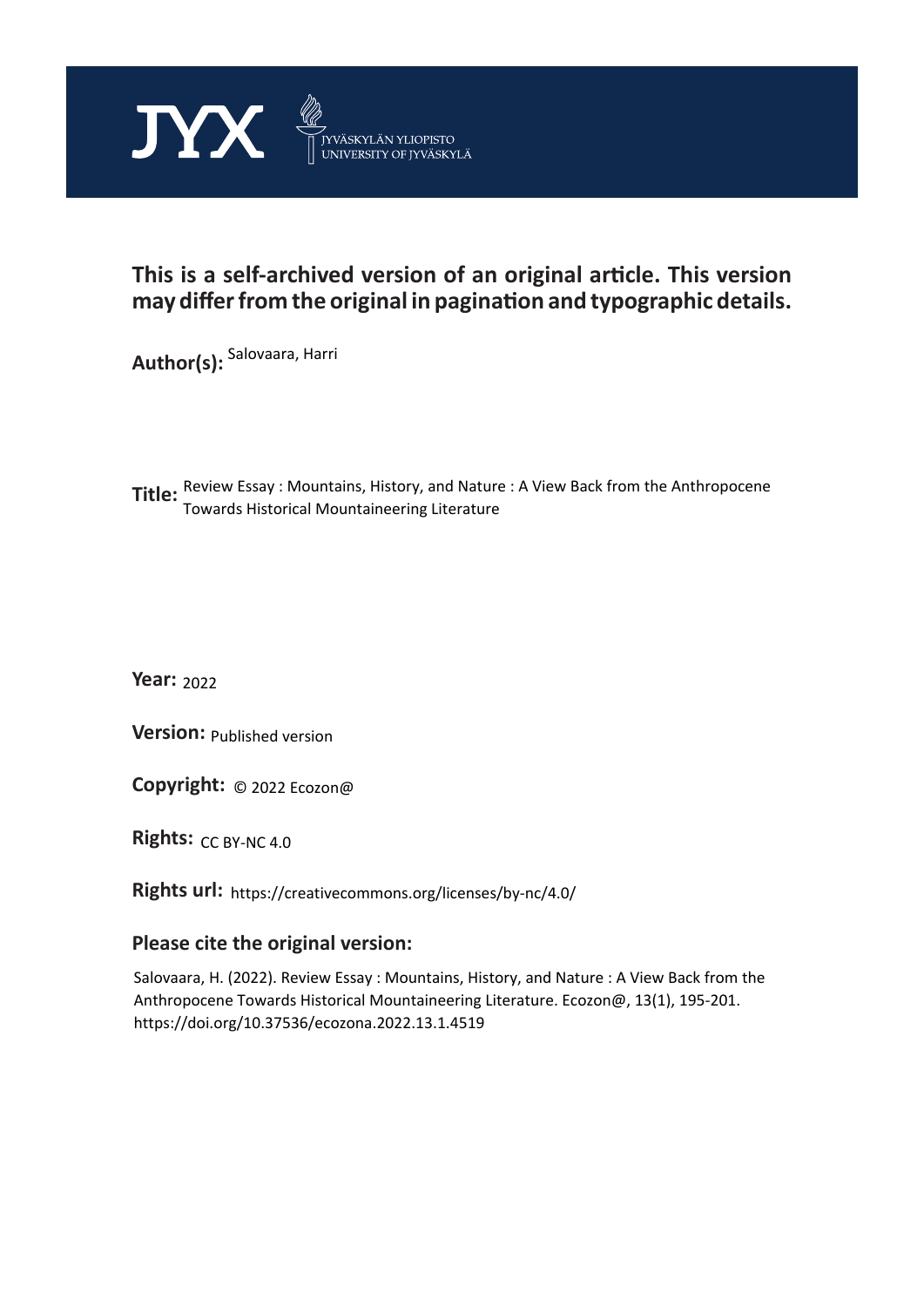JYX JYVÄSKYLÄN YLIOPISTO UNIVERSITY OF JYVÄSKYLÄ

**This is a self-archived version of an original article. This version may differ from the original in pagination and typographic details.**

**Author(s):** Salovaara, Harri

**Title:** Review Essay : Mountains, History, and Nature : A View Back from the Anthropocene Towards Historical Mountaineering Literature

**Year:** 2022

**Version:** Published version

**Copyright:** © 2022 Ecozon@

**Rights:** CC BY-NC 4.0

**Rights url:** https://creativecommons.org/licenses/by-nc/4.0/

## Please cite the original version:

Salovaara, H. (2022). Review Essay : Mountains, History, and Nature : A View Back from the Anthropocene Towards Historical Mountaineering Literature. Ecozon@, 13(1), 195-201. https://doi.org/10.37536/ecozona.2022.13.1.4519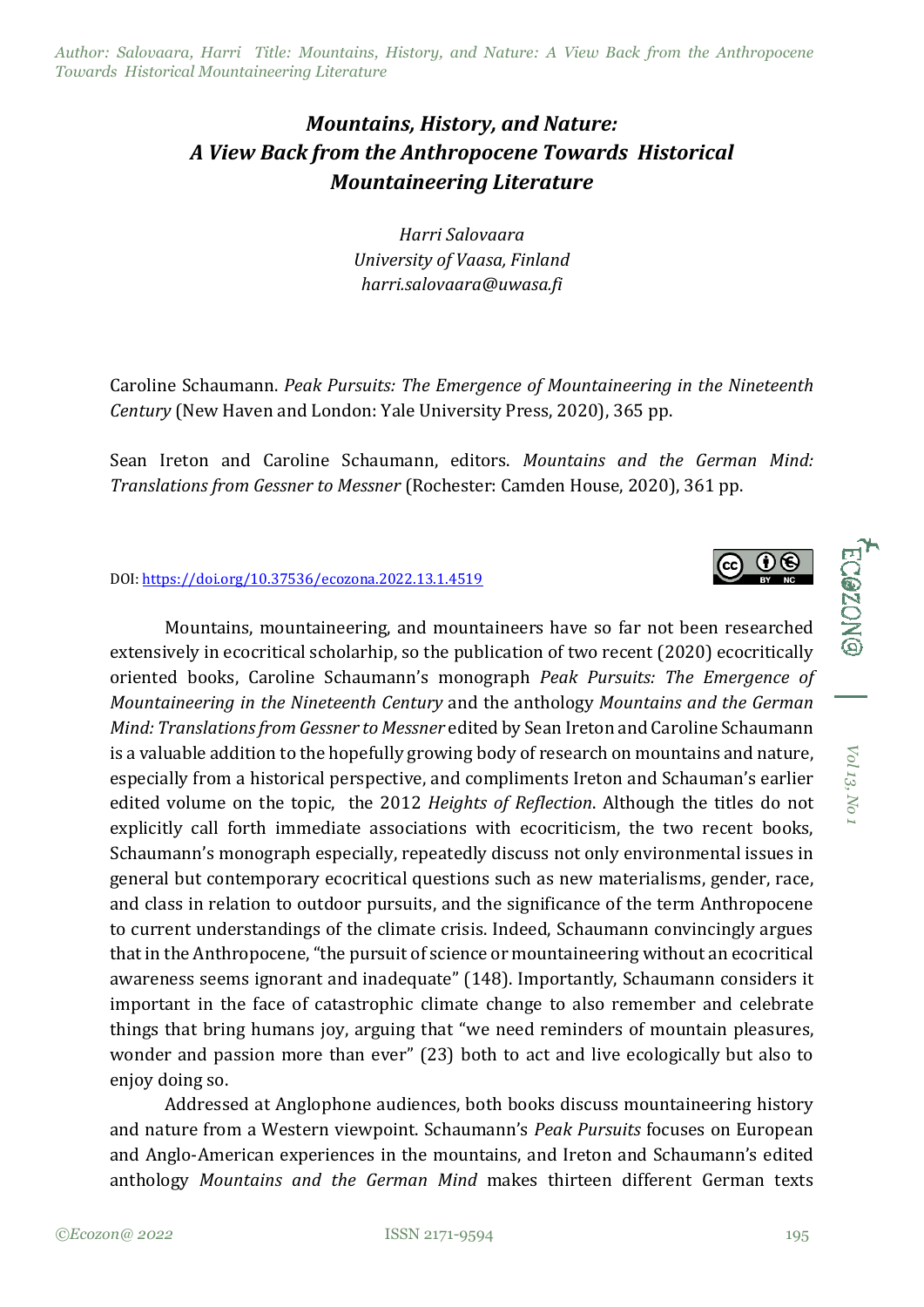# *Mountains, History, and Nature: A View Back from the Anthropocene Towards Historical Mountaineering Literature*

*Harri Salovaara*
*University of Vaasa, Finland*
*harri.salovaara@uwasa.fi*

Caroline Schaumann. *Peak Pursuits: The Emergence of Mountaineering in the Nineteenth Century* (New Haven and London: Yale University Press, 2020), 365 pp.

Sean Ireton and Caroline Schaumann, editors. *Mountains and the German Mind: Translations from Gessner to Messner* (Rochester: Camden House, 2020), 361 pp.

DOI: https://doi.org/10.37536/ecozona.2022.13.1.4519

Mountains, mountaineering, and mountaineers have so far not been researched extensively in ecocritical scholarhip, so the publication of two recent (2020) ecocritically oriented books, Caroline Schaumann's monograph *Peak Pursuits: The Emergence of Mountaineering in the Nineteenth Century* and the anthology *Mountains and the German Mind: Translations from Gessner to Messner* edited by Sean Ireton and Caroline Schaumann is a valuable addition to the hopefully growing body of research on mountains and nature, especially from a historical perspective, and compliments Ireton and Schauman's earlier edited volume on the topic, the 2012 *Heights of Reflection*. Although the titles do not explicitly call forth immediate associations with ecocriticism, the two recent books, Schaumann's monograph especially, repeatedly discuss not only environmental issues in general but contemporary ecocritical questions such as new materialisms, gender, race, and class in relation to outdoor pursuits, and the significance of the term Anthropocene to current understandings of the climate crisis. Indeed, Schaumann convincingly argues that in the Anthropocene, "the pursuit of science or mountaineering without an ecocritical awareness seems ignorant and inadequate" (148). Importantly, Schaumann considers it important in the face of catastrophic climate change to also remember and celebrate things that bring humans joy, arguing that "we need reminders of mountain pleasures, wonder and passion more than ever" (23) both to act and live ecologically but also to enjoy doing so.

Addressed at Anglophone audiences, both books discuss mountaineering history and nature from a Western viewpoint. Schaumann's *Peak Pursuits* focuses on European and Anglo-American experiences in the mountains, and Ireton and Schaumann's edited anthology *Mountains and the German Mind* makes thirteen different German texts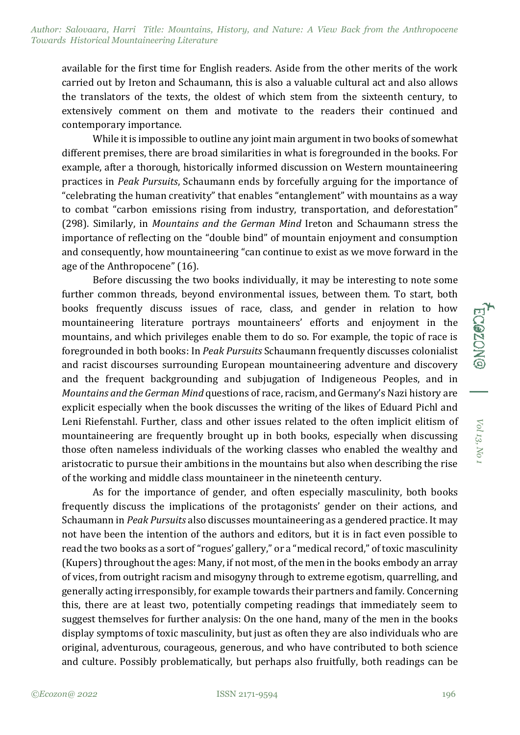available for the first time for English readers. Aside from the other merits of the work carried out by Ireton and Schaumann, this is also a valuable cultural act and also allows the translators of the texts, the oldest of which stem from the sixteenth century, to extensively comment on them and motivate to the readers their continued and contemporary importance.

While it is impossible to outline any joint main argument in two books of somewhat different premises, there are broad similarities in what is foregrounded in the books. For example, after a thorough, historically informed discussion on Western mountaineering practices in *Peak Pursuits*, Schaumann ends by forcefully arguing for the importance of "celebrating the human creativity" that enables "entanglement" with mountains as a way to combat "carbon emissions rising from industry, transportation, and deforestation" (298). Similarly, in *Mountains and the German Mind* Ireton and Schaumann stress the importance of reflecting on the "double bind" of mountain enjoyment and consumption and consequently, how mountaineering "can continue to exist as we move forward in the age of the Anthropocene" (16).

Before discussing the two books individually, it may be interesting to note some further common threads, beyond environmental issues, between them. To start, both books frequently discuss issues of race, class, and gender in relation to how mountaineering literature portrays mountaineers' efforts and enjoyment in the mountains, and which privileges enable them to do so. For example, the topic of race is foregrounded in both books: In *Peak Pursuits* Schaumann frequently discusses colonialist and racist discourses surrounding European mountaineering adventure and discovery and the frequent backgrounding and subjugation of Indigeneous Peoples, and in *Mountains and the German Mind* questions of race, racism, and Germany's Nazi history are explicit especially when the book discusses the writing of the likes of Eduard Pichl and Leni Riefenstahl. Further, class and other issues related to the often implicit elitism of mountaineering are frequently brought up in both books, especially when discussing those often nameless individuals of the working classes who enabled the wealthy and aristocratic to pursue their ambitions in the mountains but also when describing the rise of the working and middle class mountaineer in the nineteenth century.

As for the importance of gender, and often especially masculinity, both books frequently discuss the implications of the protagonists' gender on their actions, and Schaumann in *Peak Pursuits* also discusses mountaineering as a gendered practice. It may not have been the intention of the authors and editors, but it is in fact even possible to read the two books as a sort of "rogues' gallery," or a "medical record," of toxic masculinity (Kupers) throughout the ages: Many, if not most, of the men in the books embody an array of vices, from outright racism and misogyny through to extreme egotism, quarrelling, and generally acting irresponsibly, for example towards their partners and family. Concerning this, there are at least two, potentially competing readings that immediately seem to suggest themselves for further analysis: On the one hand, many of the men in the books display symptoms of toxic masculinity, but just as often they are also individuals who are original, adventurous, courageous, generous, and who have contributed to both science and culture. Possibly problematically, but perhaps also fruitfully, both readings can be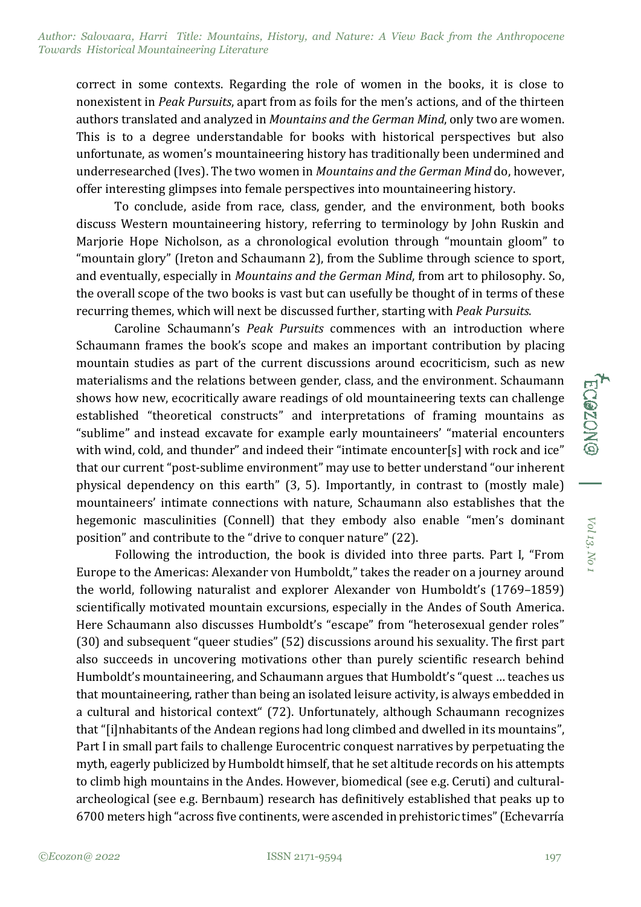correct in some contexts. Regarding the role of women in the books, it is close to nonexistent in *Peak Pursuits*, apart from as foils for the men's actions, and of the thirteen authors translated and analyzed in *Mountains and the German Mind*, only two are women. This is to a degree understandable for books with historical perspectives but also unfortunate, as women's mountaineering history has traditionally been undermined and underresearched (Ives). The two women in *Mountains and the German Mind* do, however, offer interesting glimpses into female perspectives into mountaineering history.

To conclude, aside from race, class, gender, and the environment, both books discuss Western mountaineering history, referring to terminology by John Ruskin and Marjorie Hope Nicholson, as a chronological evolution through "mountain gloom" to "mountain glory" (Ireton and Schaumann 2), from the Sublime through science to sport, and eventually, especially in *Mountains and the German Mind*, from art to philosophy. So, the overall scope of the two books is vast but can usefully be thought of in terms of these recurring themes, which will next be discussed further, starting with *Peak Pursuits*.

Caroline Schaumann's *Peak Pursuits* commences with an introduction where Schaumann frames the book's scope and makes an important contribution by placing mountain studies as part of the current discussions around ecocriticism, such as new materialisms and the relations between gender, class, and the environment. Schaumann shows how new, ecocritically aware readings of old mountaineering texts can challenge established "theoretical constructs" and interpretations of framing mountains as "sublime" and instead excavate for example early mountaineers' "material encounters with wind, cold, and thunder" and indeed their "intimate encounter[s] with rock and ice" that our current "post-sublime environment" may use to better understand "our inherent physical dependency on this earth" (3, 5). Importantly, in contrast to (mostly male) mountaineers' intimate connections with nature, Schaumann also establishes that the hegemonic masculinities (Connell) that they embody also enable "men's dominant position" and contribute to the "drive to conquer nature" (22).

Following the introduction, the book is divided into three parts. Part I, "From Europe to the Americas: Alexander von Humboldt," takes the reader on a journey around the world, following naturalist and explorer Alexander von Humboldt's (1769–1859) scientifically motivated mountain excursions, especially in the Andes of South America. Here Schaumann also discusses Humboldt's "escape" from "heterosexual gender roles" (30) and subsequent "queer studies" (52) discussions around his sexuality. The first part also succeeds in uncovering motivations other than purely scientific research behind Humboldt's mountaineering, and Schaumann argues that Humboldt's "quest … teaches us that mountaineering, rather than being an isolated leisure activity, is always embedded in a cultural and historical context" (72). Unfortunately, although Schaumann recognizes that "[i]nhabitants of the Andean regions had long climbed and dwelled in its mountains", Part I in small part fails to challenge Eurocentric conquest narratives by perpetuating the myth, eagerly publicized by Humboldt himself, that he set altitude records on his attempts to climb high mountains in the Andes. However, biomedical (see e.g. Ceruti) and cultural-archeological (see e.g. Bernbaum) research has definitively established that peaks up to 6700 meters high "across five continents, were ascended in prehistoric times" (Echevarría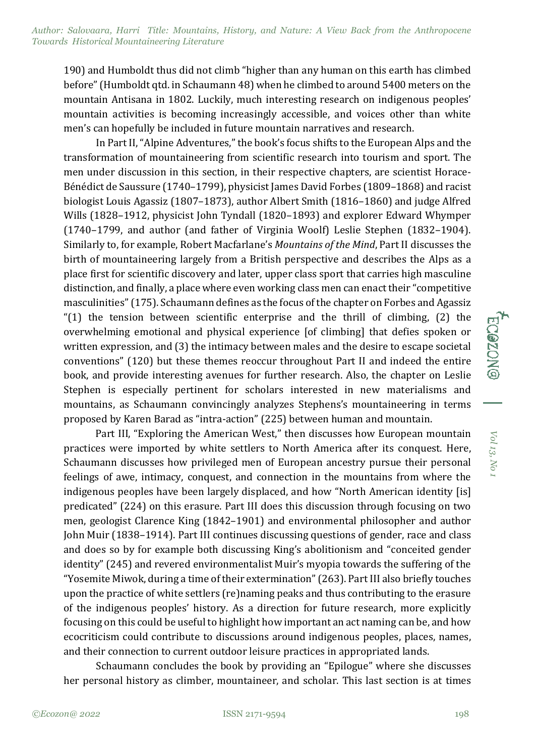190) and Humboldt thus did not climb "higher than any human on this earth has climbed before" (Humboldt qtd. in Schaumann 48) when he climbed to around 5400 meters on the mountain Antisana in 1802. Luckily, much interesting research on indigenous peoples' mountain activities is becoming increasingly accessible, and voices other than white men's can hopefully be included in future mountain narratives and research.

In Part II, "Alpine Adventures," the book's focus shifts to the European Alps and the transformation of mountaineering from scientific research into tourism and sport. The men under discussion in this section, in their respective chapters, are scientist Horace-Bénédict de Saussure (1740–1799), physicist James David Forbes (1809–1868) and racist biologist Louis Agassiz (1807–1873), author Albert Smith (1816–1860) and judge Alfred Wills (1828–1912, physicist John Tyndall (1820–1893) and explorer Edward Whymper (1740–1799, and author (and father of Virginia Woolf) Leslie Stephen (1832–1904). Similarly to, for example, Robert Macfarlane's *Mountains of the Mind*, Part II discusses the birth of mountaineering largely from a British perspective and describes the Alps as a place first for scientific discovery and later, upper class sport that carries high masculine distinction, and finally, a place where even working class men can enact their "competitive masculinities" (175). Schaumann defines as the focus of the chapter on Forbes and Agassiz "(1) the tension between scientific enterprise and the thrill of climbing, (2) the overwhelming emotional and physical experience [of climbing] that defies spoken or written expression, and (3) the intimacy between males and the desire to escape societal conventions" (120) but these themes reoccur throughout Part II and indeed the entire book, and provide interesting avenues for further research. Also, the chapter on Leslie Stephen is especially pertinent for scholars interested in new materialisms and mountains, as Schaumann convincingly analyzes Stephens's mountaineering in terms proposed by Karen Barad as "intra-action" (225) between human and mountain.

Part III, "Exploring the American West," then discusses how European mountain practices were imported by white settlers to North America after its conquest. Here, Schaumann discusses how privileged men of European ancestry pursue their personal feelings of awe, intimacy, conquest, and connection in the mountains from where the indigenous peoples have been largely displaced, and how "North American identity [is] predicated" (224) on this erasure. Part III does this discussion through focusing on two men, geologist Clarence King (1842–1901) and environmental philosopher and author John Muir (1838–1914). Part III continues discussing questions of gender, race and class and does so by for example both discussing King's abolitionism and "conceited gender identity" (245) and revered environmentalist Muir's myopia towards the suffering of the "Yosemite Miwok, during a time of their extermination" (263). Part III also briefly touches upon the practice of white settlers (re)naming peaks and thus contributing to the erasure of the indigenous peoples' history. As a direction for future research, more explicitly focusing on this could be useful to highlight how important an act naming can be, and how ecocriticism could contribute to discussions around indigenous peoples, places, names, and their connection to current outdoor leisure practices in appropriated lands.

Schaumann concludes the book by providing an "Epilogue" where she discusses her personal history as climber, mountaineer, and scholar. This last section is at times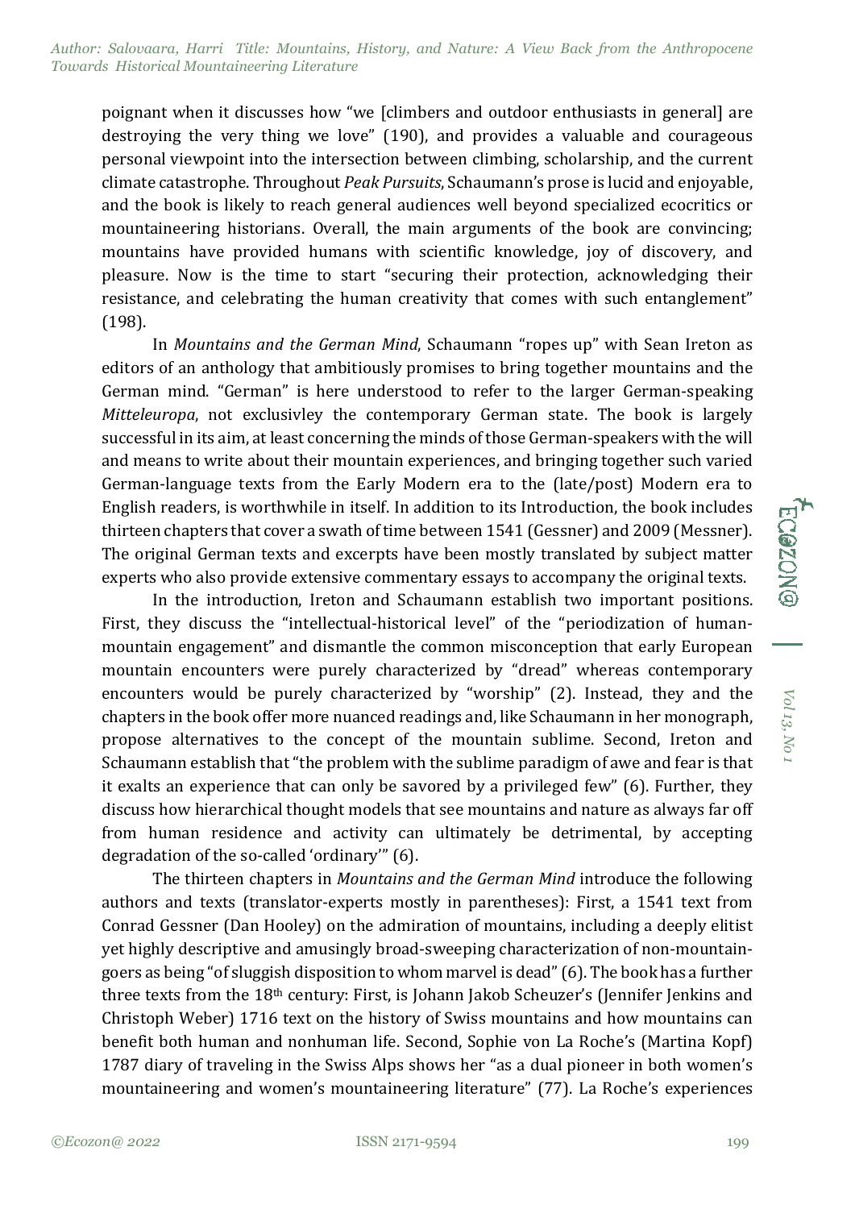poignant when it discusses how "we [climbers and outdoor enthusiasts in general] are destroying the very thing we love" (190), and provides a valuable and courageous personal viewpoint into the intersection between climbing, scholarship, and the current climate catastrophe. Throughout *Peak Pursuits*, Schaumann's prose is lucid and enjoyable, and the book is likely to reach general audiences well beyond specialized ecocritics or mountaineering historians. Overall, the main arguments of the book are convincing; mountains have provided humans with scientific knowledge, joy of discovery, and pleasure. Now is the time to start "securing their protection, acknowledging their resistance, and celebrating the human creativity that comes with such entanglement" (198).

In *Mountains and the German Mind*, Schaumann "ropes up" with Sean Ireton as editors of an anthology that ambitiously promises to bring together mountains and the German mind. "German" is here understood to refer to the larger German-speaking *Mitteleuropa*, not exclusivley the contemporary German state. The book is largely successful in its aim, at least concerning the minds of those German-speakers with the will and means to write about their mountain experiences, and bringing together such varied German-language texts from the Early Modern era to the (late/post) Modern era to English readers, is worthwhile in itself. In addition to its Introduction, the book includes thirteen chapters that cover a swath of time between 1541 (Gessner) and 2009 (Messner). The original German texts and excerpts have been mostly translated by subject matter experts who also provide extensive commentary essays to accompany the original texts.

In the introduction, Ireton and Schaumann establish two important positions. First, they discuss the "intellectual-historical level" of the "periodization of human-mountain engagement" and dismantle the common misconception that early European mountain encounters were purely characterized by "dread" whereas contemporary encounters would be purely characterized by "worship" (2). Instead, they and the chapters in the book offer more nuanced readings and, like Schaumann in her monograph, propose alternatives to the concept of the mountain sublime. Second, Ireton and Schaumann establish that "the problem with the sublime paradigm of awe and fear is that it exalts an experience that can only be savored by a privileged few" (6). Further, they discuss how hierarchical thought models that see mountains and nature as always far off from human residence and activity can ultimately be detrimental, by accepting degradation of the so-called 'ordinary'" (6).

The thirteen chapters in *Mountains and the German Mind* introduce the following authors and texts (translator-experts mostly in parentheses): First, a 1541 text from Conrad Gessner (Dan Hooley) on the admiration of mountains, including a deeply elitist yet highly descriptive and amusingly broad-sweeping characterization of non-mountain-goers as being "of sluggish disposition to whom marvel is dead" (6). The book has a further three texts from the 18th century: First, is Johann Jakob Scheuzer's (Jennifer Jenkins and Christoph Weber) 1716 text on the history of Swiss mountains and how mountains can benefit both human and nonhuman life. Second, Sophie von La Roche's (Martina Kopf) 1787 diary of traveling in the Swiss Alps shows her "as a dual pioneer in both women's mountaineering and women's mountaineering literature" (77). La Roche's experiences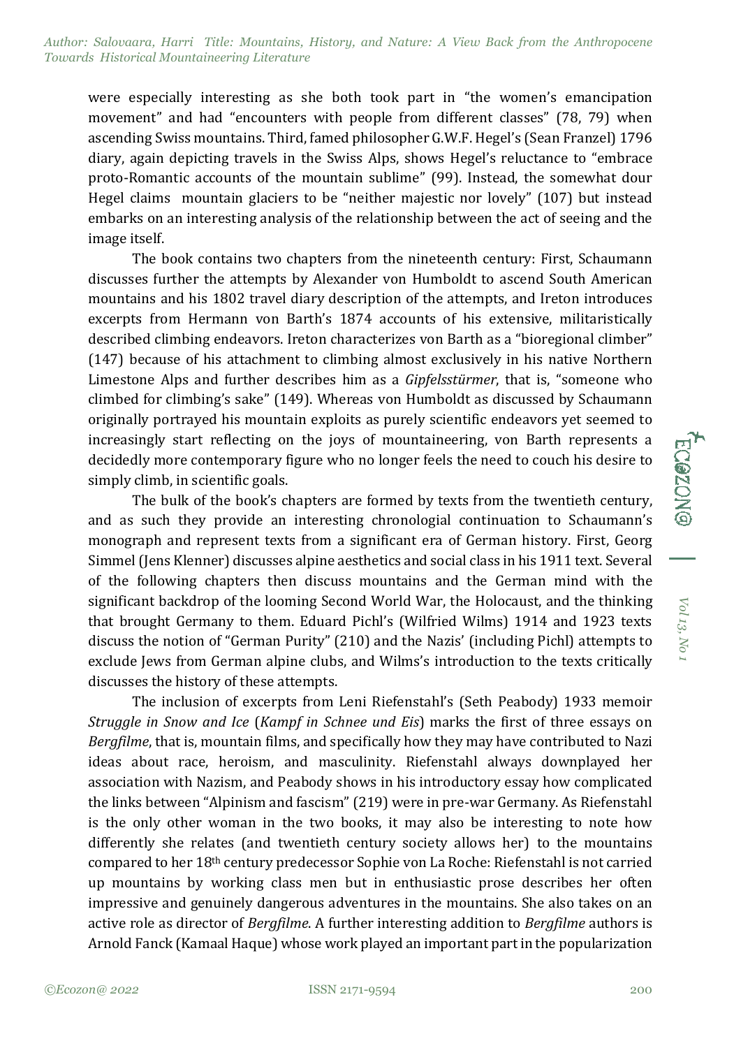were especially interesting as she both took part in "the women's emancipation movement" and had "encounters with people from different classes" (78, 79) when ascending Swiss mountains. Third, famed philosopher G.W.F. Hegel's (Sean Franzel) 1796 diary, again depicting travels in the Swiss Alps, shows Hegel's reluctance to "embrace proto-Romantic accounts of the mountain sublime" (99). Instead, the somewhat dour Hegel claims mountain glaciers to be "neither majestic nor lovely" (107) but instead embarks on an interesting analysis of the relationship between the act of seeing and the image itself.

The book contains two chapters from the nineteenth century: First, Schaumann discusses further the attempts by Alexander von Humboldt to ascend South American mountains and his 1802 travel diary description of the attempts, and Ireton introduces excerpts from Hermann von Barth's 1874 accounts of his extensive, militaristically described climbing endeavors. Ireton characterizes von Barth as a "bioregional climber" (147) because of his attachment to climbing almost exclusively in his native Northern Limestone Alps and further describes him as a *Gipfelsstürmer*, that is, "someone who climbed for climbing's sake" (149). Whereas von Humboldt as discussed by Schaumann originally portrayed his mountain exploits as purely scientific endeavors yet seemed to increasingly start reflecting on the joys of mountaineering, von Barth represents a decidedly more contemporary figure who no longer feels the need to couch his desire to simply climb, in scientific goals.

The bulk of the book's chapters are formed by texts from the twentieth century, and as such they provide an interesting chronologial continuation to Schaumann's monograph and represent texts from a significant era of German history. First, Georg Simmel (Jens Klenner) discusses alpine aesthetics and social class in his 1911 text. Several of the following chapters then discuss mountains and the German mind with the significant backdrop of the looming Second World War, the Holocaust, and the thinking that brought Germany to them. Eduard Pichl's (Wilfried Wilms) 1914 and 1923 texts discuss the notion of "German Purity" (210) and the Nazis' (including Pichl) attempts to exclude Jews from German alpine clubs, and Wilms's introduction to the texts critically discusses the history of these attempts.

The inclusion of excerpts from Leni Riefenstahl's (Seth Peabody) 1933 memoir *Struggle in Snow and Ice* (*Kampf in Schnee und Eis*) marks the first of three essays on *Bergfilme*, that is, mountain films, and specifically how they may have contributed to Nazi ideas about race, heroism, and masculinity. Riefenstahl always downplayed her association with Nazism, and Peabody shows in his introductory essay how complicated the links between "Alpinism and fascism" (219) were in pre-war Germany. As Riefenstahl is the only other woman in the two books, it may also be interesting to note how differently she relates (and twentieth century society allows her) to the mountains compared to her 18th century predecessor Sophie von La Roche: Riefenstahl is not carried up mountains by working class men but in enthusiastic prose describes her often impressive and genuinely dangerous adventures in the mountains. She also takes on an active role as director of *Bergfilme*. A further interesting addition to *Bergfilme* authors is Arnold Fanck (Kamaal Haque) whose work played an important part in the popularization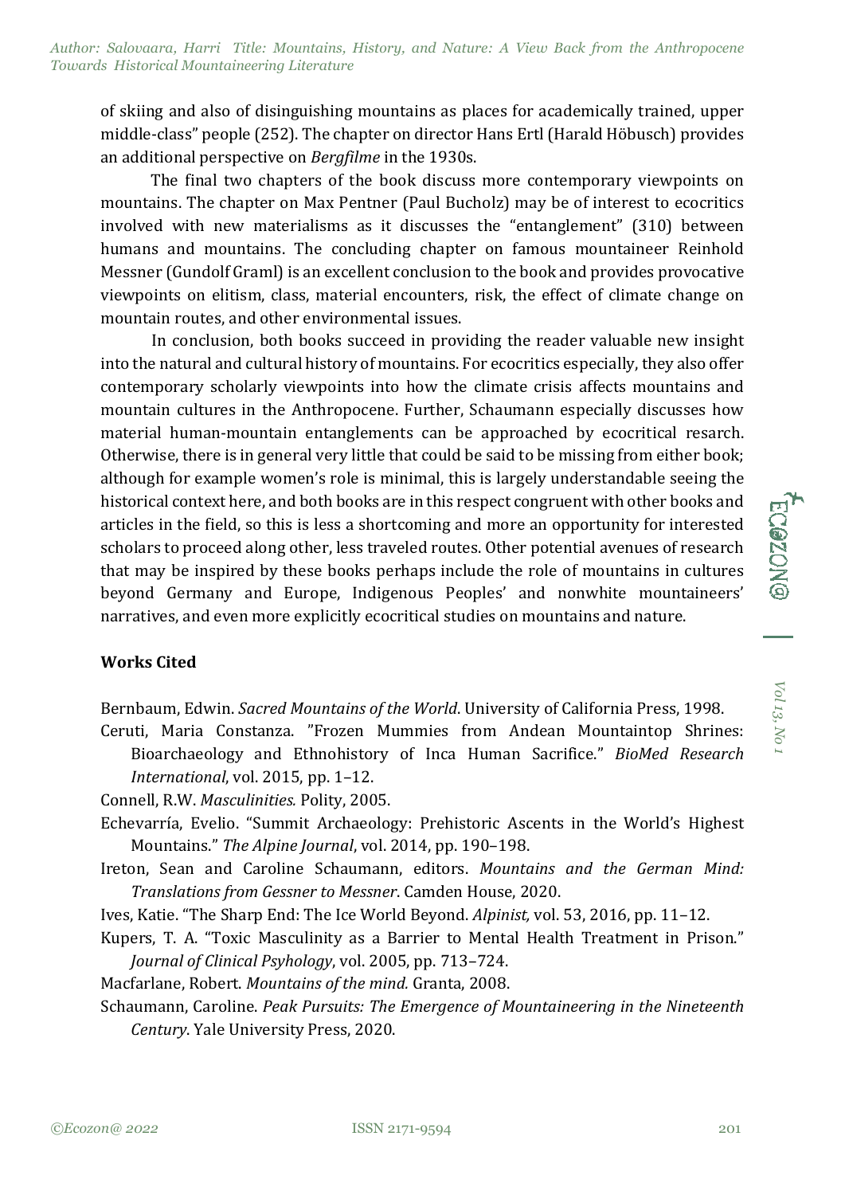of skiing and also of disinguishing mountains as places for academically trained, upper middle-class" people (252). The chapter on director Hans Ertl (Harald Höbusch) provides an additional perspective on *Bergfilme* in the 1930s.

The final two chapters of the book discuss more contemporary viewpoints on mountains. The chapter on Max Pentner (Paul Bucholz) may be of interest to ecocritics involved with new materialisms as it discusses the "entanglement" (310) between humans and mountains. The concluding chapter on famous mountaineer Reinhold Messner (Gundolf Graml) is an excellent conclusion to the book and provides provocative viewpoints on elitism, class, material encounters, risk, the effect of climate change on mountain routes, and other environmental issues.

In conclusion, both books succeed in providing the reader valuable new insight into the natural and cultural history of mountains. For ecocritics especially, they also offer contemporary scholarly viewpoints into how the climate crisis affects mountains and mountain cultures in the Anthropocene. Further, Schaumann especially discusses how material human-mountain entanglements can be approached by ecocritical resarch. Otherwise, there is in general very little that could be said to be missing from either book; although for example women's role is minimal, this is largely understandable seeing the historical context here, and both books are in this respect congruent with other books and articles in the field, so this is less a shortcoming and more an opportunity for interested scholars to proceed along other, less traveled routes. Other potential avenues of research that may be inspired by these books perhaps include the role of mountains in cultures beyond Germany and Europe, Indigenous Peoples' and nonwhite mountaineers' narratives, and even more explicitly ecocritical studies on mountains and nature.

## Works Cited

Bernbaum, Edwin. *Sacred Mountains of the World*. University of California Press, 1998.

Ceruti, Maria Constanza. "Frozen Mummies from Andean Mountaintop Shrines: Bioarchaeology and Ethnohistory of Inca Human Sacrifice." *BioMed Research International*, vol. 2015, pp. 1–12.

Connell, R.W. *Masculinities.* Polity, 2005.

Echevarría, Evelio. "Summit Archaeology: Prehistoric Ascents in the World's Highest Mountains." *The Alpine Journal*, vol. 2014, pp. 190–198.

Ireton, Sean and Caroline Schaumann, editors. *Mountains and the German Mind: Translations from Gessner to Messner*. Camden House, 2020.

Ives, Katie. "The Sharp End: The Ice World Beyond. *Alpinist,* vol. 53, 2016, pp. 11–12.

Kupers, T. A. "Toxic Masculinity as a Barrier to Mental Health Treatment in Prison." *Journal of Clinical Psyhology*, vol. 2005, pp. 713–724.

Macfarlane, Robert. *Mountains of the mind.* Granta, 2008.

Schaumann, Caroline. *Peak Pursuits: The Emergence of Mountaineering in the Nineteenth Century*. Yale University Press, 2020.